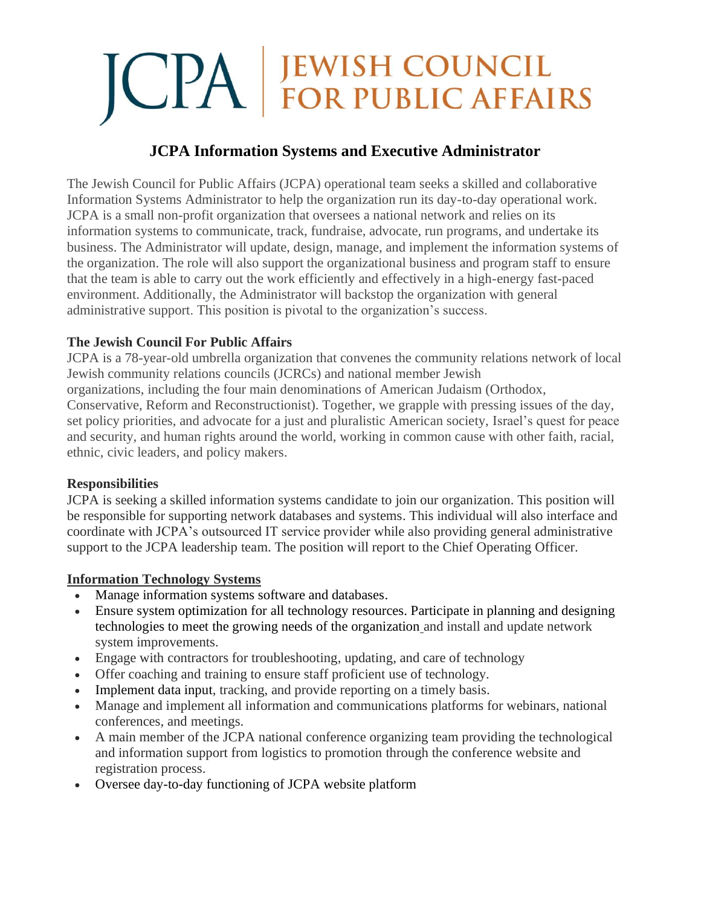# JCPA | JEWISH COUNCIL FOR PUBLIC AFFAIRS

## JCPA Information Systems and Executive Administrator

The Jewish Council for Public Affairs (JCPA) operational team seeks a skilled and collaborative Information Systems Administrator to help the organization run its day-to-day operational work. JCPA is a small non-profit organization that oversees a national network and relies on its information systems to communicate, track, fundraise, advocate, run programs, and undertake its business. The Administrator will update, design, manage, and implement the information systems of the organization. The role will also support the organizational business and program staff to ensure that the team is able to carry out the work efficiently and effectively in a high-energy fast-paced environment. Additionally, the Administrator will backstop the organization with general administrative support. This position is pivotal to the organization's success.

**The Jewish Council For Public Affairs**

JCPA is a 78-year-old umbrella organization that convenes the community relations network of local Jewish community relations councils (JCRCs) and national member Jewish organizations, including the four main denominations of American Judaism (Orthodox, Conservative, Reform and Reconstructionist). Together, we grapple with pressing issues of the day, set policy priorities, and advocate for a just and pluralistic American society, Israel's quest for peace and security, and human rights around the world, working in common cause with other faith, racial, ethnic, civic leaders, and policy makers.

**Responsibilities**

JCPA is seeking a skilled information systems candidate to join our organization. This position will be responsible for supporting network databases and systems. This individual will also interface and coordinate with JCPA's outsourced IT service provider while also providing general administrative support to the JCPA leadership team. The position will report to the Chief Operating Officer.

**Information Technology Systems**

- Manage information systems software and databases.
- Ensure system optimization for all technology resources. Participate in planning and designing technologies to meet the growing needs of the organization and install and update network system improvements.
- Engage with contractors for troubleshooting, updating, and care of technology
- Offer coaching and training to ensure staff proficient use of technology.
- Implement data input, tracking, and provide reporting on a timely basis.
- Manage and implement all information and communications platforms for webinars, national conferences, and meetings.
- A main member of the JCPA national conference organizing team providing the technological and information support from logistics to promotion through the conference website and registration process.
- Oversee day-to-day functioning of JCPA website platform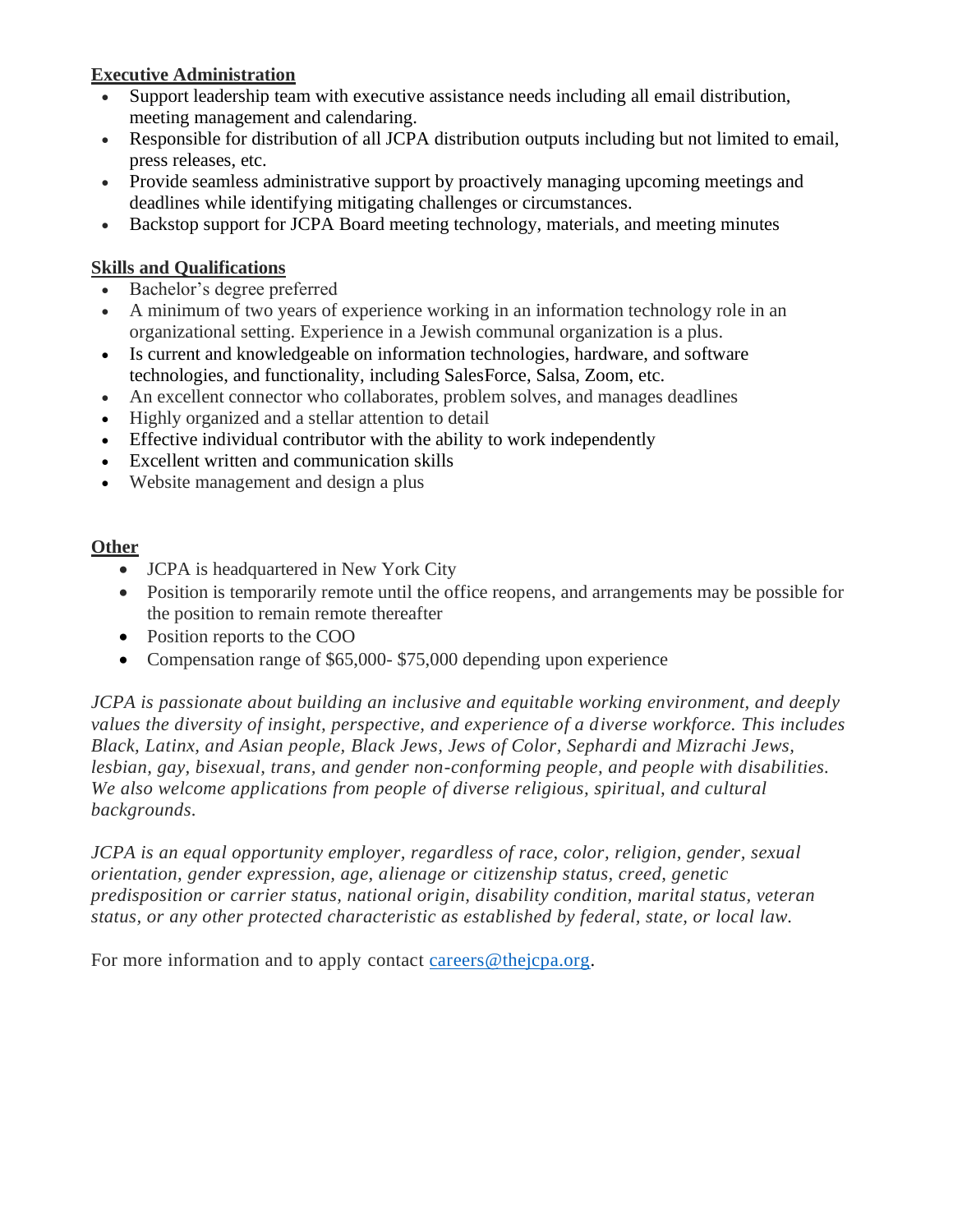**Executive Administration**

- Support leadership team with executive assistance needs including all email distribution, meeting management and calendaring.
- Responsible for distribution of all JCPA distribution outputs including but not limited to email, press releases, etc.
- Provide seamless administrative support by proactively managing upcoming meetings and deadlines while identifying mitigating challenges or circumstances.
- Backstop support for JCPA Board meeting technology, materials, and meeting minutes

**Skills and Qualifications**

- Bachelor's degree preferred
- A minimum of two years of experience working in an information technology role in an organizational setting. Experience in a Jewish communal organization is a plus.
- Is current and knowledgeable on information technologies, hardware, and software technologies, and functionality, including SalesForce, Salsa, Zoom, etc.
- An excellent connector who collaborates, problem solves, and manages deadlines
- Highly organized and a stellar attention to detail
- Effective individual contributor with the ability to work independently
- Excellent written and communication skills
- Website management and design a plus

**Other**

- JCPA is headquartered in New York City
- Position is temporarily remote until the office reopens, and arrangements may be possible for the position to remain remote thereafter
- Position reports to the COO
- Compensation range of $65,000- $75,000 depending upon experience

*JCPA is passionate about building an inclusive and equitable working environment, and deeply values the diversity of insight, perspective, and experience of a diverse workforce. This includes Black, Latinx, and Asian people, Black Jews, Jews of Color, Sephardi and Mizrachi Jews, lesbian, gay, bisexual, trans, and gender non-conforming people, and people with disabilities. We also welcome applications from people of diverse religious, spiritual, and cultural backgrounds.*

*JCPA is an equal opportunity employer, regardless of race, color, religion, gender, sexual orientation, gender expression, age, alienage or citizenship status, creed, genetic predisposition or carrier status, national origin, disability condition, marital status, veteran status, or any other protected characteristic as established by federal, state, or local law.*

For more information and to apply contact careers@thejcpa.org.